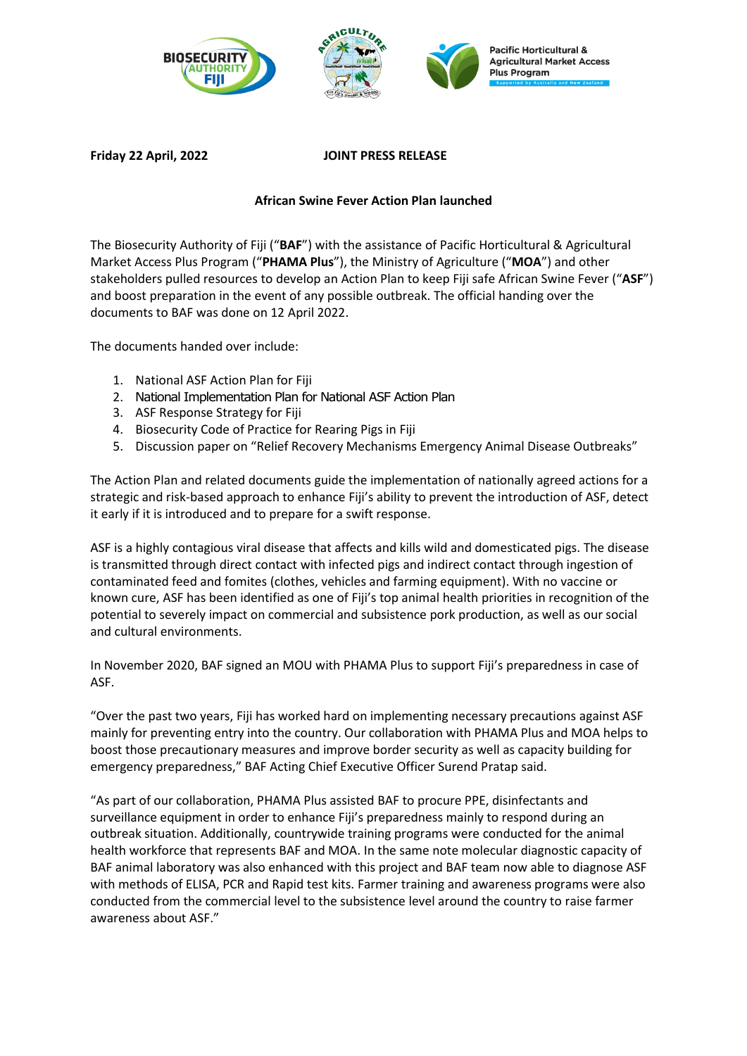**Friday 22 April, 2022** **JOINT PRESS RELEASE**

**African Swine Fever Action Plan launched**

The Biosecurity Authority of Fiji ("**BAF**") with the assistance of Pacific Horticultural & Agricultural Market Access Plus Program ("**PHAMA Plus**"), the Ministry of Agriculture ("**MOA**") and other stakeholders pulled resources to develop an Action Plan to keep Fiji safe African Swine Fever ("**ASF**") and boost preparation in the event of any possible outbreak. The official handing over the documents to BAF was done on 12 April 2022.

The documents handed over include:

1. National ASF Action Plan for Fiji
2. National Implementation Plan for National ASF Action Plan
3. ASF Response Strategy for Fiji
4. Biosecurity Code of Practice for Rearing Pigs in Fiji
5. Discussion paper on "Relief Recovery Mechanisms Emergency Animal Disease Outbreaks"

The Action Plan and related documents guide the implementation of nationally agreed actions for a strategic and risk-based approach to enhance Fiji's ability to prevent the introduction of ASF, detect it early if it is introduced and to prepare for a swift response.

ASF is a highly contagious viral disease that affects and kills wild and domesticated pigs. The disease is transmitted through direct contact with infected pigs and indirect contact through ingestion of contaminated feed and fomites (clothes, vehicles and farming equipment). With no vaccine or known cure, ASF has been identified as one of Fiji's top animal health priorities in recognition of the potential to severely impact on commercial and subsistence pork production, as well as our social and cultural environments.

In November 2020, BAF signed an MOU with PHAMA Plus to support Fiji's preparedness in case of ASF.

"Over the past two years, Fiji has worked hard on implementing necessary precautions against ASF mainly for preventing entry into the country. Our collaboration with PHAMA Plus and MOA helps to boost those precautionary measures and improve border security as well as capacity building for emergency preparedness," BAF Acting Chief Executive Officer Surend Pratap said.

"As part of our collaboration, PHAMA Plus assisted BAF to procure PPE, disinfectants and surveillance equipment in order to enhance Fiji's preparedness mainly to respond during an outbreak situation. Additionally, countrywide training programs were conducted for the animal health workforce that represents BAF and MOA. In the same note molecular diagnostic capacity of BAF animal laboratory was also enhanced with this project and BAF team now able to diagnose ASF with methods of ELISA, PCR and Rapid test kits. Farmer training and awareness programs were also conducted from the commercial level to the subsistence level around the country to raise farmer awareness about ASF."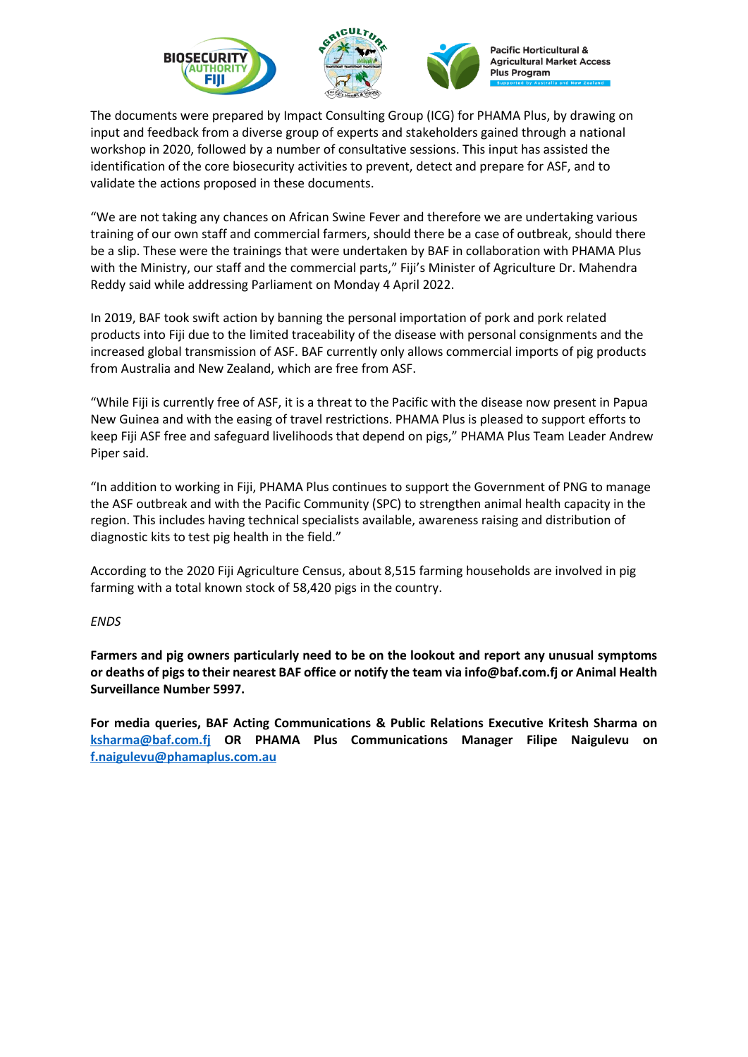The documents were prepared by Impact Consulting Group (ICG) for PHAMA Plus, by drawing on input and feedback from a diverse group of experts and stakeholders gained through a national workshop in 2020, followed by a number of consultative sessions. This input has assisted the identification of the core biosecurity activities to prevent, detect and prepare for ASF, and to validate the actions proposed in these documents.

"We are not taking any chances on African Swine Fever and therefore we are undertaking various training of our own staff and commercial farmers, should there be a case of outbreak, should there be a slip. These were the trainings that were undertaken by BAF in collaboration with PHAMA Plus with the Ministry, our staff and the commercial parts," Fiji's Minister of Agriculture Dr. Mahendra Reddy said while addressing Parliament on Monday 4 April 2022.

In 2019, BAF took swift action by banning the personal importation of pork and pork related products into Fiji due to the limited traceability of the disease with personal consignments and the increased global transmission of ASF. BAF currently only allows commercial imports of pig products from Australia and New Zealand, which are free from ASF.

"While Fiji is currently free of ASF, it is a threat to the Pacific with the disease now present in Papua New Guinea and with the easing of travel restrictions. PHAMA Plus is pleased to support efforts to keep Fiji ASF free and safeguard livelihoods that depend on pigs," PHAMA Plus Team Leader Andrew Piper said.

"In addition to working in Fiji, PHAMA Plus continues to support the Government of PNG to manage the ASF outbreak and with the Pacific Community (SPC) to strengthen animal health capacity in the region. This includes having technical specialists available, awareness raising and distribution of diagnostic kits to test pig health in the field."

According to the 2020 Fiji Agriculture Census, about 8,515 farming households are involved in pig farming with a total known stock of 58,420 pigs in the country.

*ENDS*

**Farmers and pig owners particularly need to be on the lookout and report any unusual symptoms or deaths of pigs to their nearest BAF office or notify the team via info@baf.com.fj or Animal Health Surveillance Number 5997.**

**For media queries, BAF Acting Communications & Public Relations Executive Kritesh Sharma on ksharma@baf.com.fj OR PHAMA Plus Communications Manager Filipe Naigulevu on f.naigulevu@phamaplus.com.au**